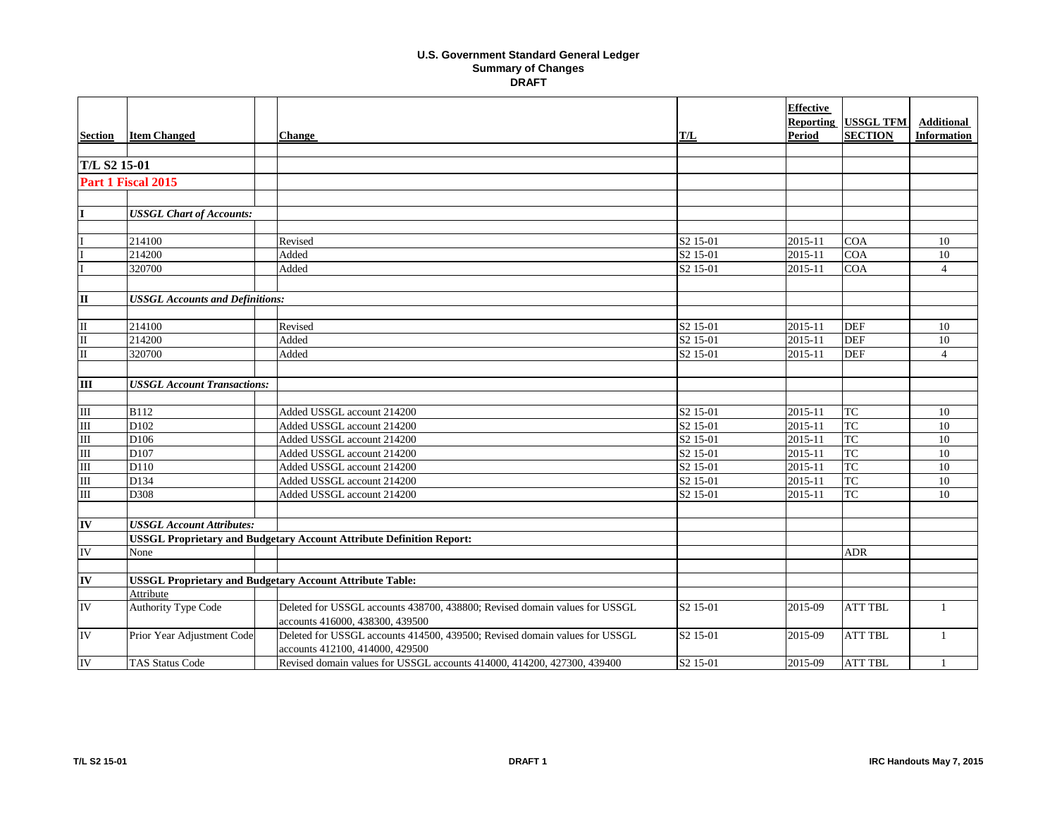# U.S. Government Standard General Ledger
## Summary of Changes
## DRAFT

| Section | Item Changed | Change | T/L | Effective Reporting Period | USSGL TFM SECTION | Additional Information |
|---|---|---|---|---|---|---|
| **T/L S2 15-01** | | | | | | |
| **Part 1 Fiscal 2015** | | | | | | |
| | | | | | | |
| **I** | ***USSGL Chart of Accounts:*** | | | | | |
| I | 214100 | Revised | S2 15-01 | 2015-11 | COA | 10 |
| I | 214200 | Added | S2 15-01 | 2015-11 | COA | 10 |
| I | 320700 | Added | S2 15-01 | 2015-11 | COA | 4 |
| | | | | | | |
| **II** | ***USSGL Accounts and Definitions:*** | | | | | |
| II | 214100 | Revised | S2 15-01 | 2015-11 | DEF | 10 |
| II | 214200 | Added | S2 15-01 | 2015-11 | DEF | 10 |
| II | 320700 | Added | S2 15-01 | 2015-11 | DEF | 4 |
| | | | | | | |
| **III** | ***USSGL Account Transactions:*** | | | | | |
| III | B112 | Added USSGL account 214200 | S2 15-01 | 2015-11 | TC | 10 |
| III | D102 | Added USSGL account 214200 | S2 15-01 | 2015-11 | TC | 10 |
| III | D106 | Added USSGL account 214200 | S2 15-01 | 2015-11 | TC | 10 |
| III | D107 | Added USSGL account 214200 | S2 15-01 | 2015-11 | TC | 10 |
| III | D110 | Added USSGL account 214200 | S2 15-01 | 2015-11 | TC | 10 |
| III | D134 | Added USSGL account 214200 | S2 15-01 | 2015-11 | TC | 10 |
| III | D308 | Added USSGL account 214200 | S2 15-01 | 2015-11 | TC | 10 |
| | | | | | | |
| **IV** | ***USSGL Account Attributes:*** | | | | | |
| | **USSGL Proprietary and Budgetary Account Attribute Definition Report:** | | | | | |
| IV | None | | | | ADR | |
| | | | | | | |
| **IV** | **USSGL Proprietary and Budgetary Account Attribute Table:** | | | | | |
| | Attribute | | | | | |
| IV | Authority Type Code | Deleted for USSGL accounts 438700, 438800; Revised domain values for USSGL accounts 416000, 438300, 439500 | S2 15-01 | 2015-09 | ATT TBL | 1 |
| IV | Prior Year Adjustment Code | Deleted for USSGL accounts 414500, 439500; Revised domain values for USSGL accounts 412100, 414000, 429500 | S2 15-01 | 2015-09 | ATT TBL | 1 |
| IV | TAS Status Code | Revised domain values for USSGL accounts 414000, 414200, 427300, 439400 | S2 15-01 | 2015-09 | ATT TBL | 1 |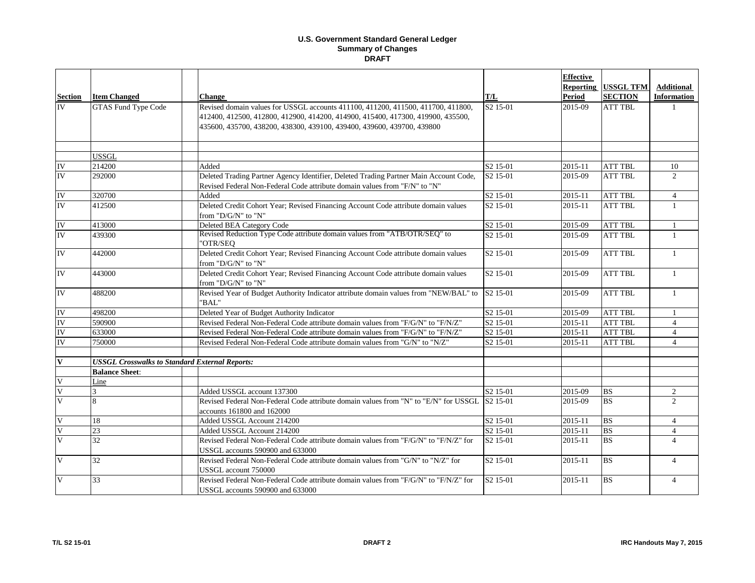**U.S. Government Standard General Ledger**
**Summary of Changes**
**DRAFT**

| Section | Item Changed | | Change | T/L | Effective Reporting Period | USSGL TFM SECTION | Additional Information |
|---|---|---|---|---|---|---|---|
| IV | GTAS Fund Type Code | | Revised domain values for USSGL accounts 411100, 411200, 411500, 411700, 411800, 412400, 412500, 412800, 412900, 414200, 414900, 415400, 417300, 419900, 435500, 435600, 435700, 438200, 438300, 439100, 439400, 439600, 439700, 439800 | S2 15-01 | 2015-09 | ATT TBL | 1 |
| | | | | | | | |
| | USSGL | | | | | | |
| IV | 214200 | | Added | S2 15-01 | 2015-11 | ATT TBL | 10 |
| IV | 292000 | | Deleted Trading Partner Agency Identifier, Deleted Trading Partner Main Account Code, Revised Federal Non-Federal Code attribute domain values from "F/N" to "N" | S2 15-01 | 2015-09 | ATT TBL | 2 |
| IV | 320700 | | Added | S2 15-01 | 2015-11 | ATT TBL | 4 |
| IV | 412500 | | Deleted Credit Cohort Year; Revised Financing Account Code attribute domain values from "D/G/N" to "N" | S2 15-01 | 2015-11 | ATT TBL | 1 |
| IV | 413000 | | Deleted BEA Category Code | S2 15-01 | 2015-09 | ATT TBL | 1 |
| IV | 439300 | | Revised Reduction Type Code attribute domain values from "ATB/OTR/SEQ" to "OTR/SEQ | S2 15-01 | 2015-09 | ATT TBL | 1 |
| IV | 442000 | | Deleted Credit Cohort Year; Revised Financing Account Code attribute domain values from "D/G/N" to "N" | S2 15-01 | 2015-09 | ATT TBL | 1 |
| IV | 443000 | | Deleted Credit Cohort Year; Revised Financing Account Code attribute domain values from "D/G/N" to "N" | S2 15-01 | 2015-09 | ATT TBL | 1 |
| IV | 488200 | | Revised Year of Budget Authority Indicator attribute domain values from "NEW/BAL" to "BAL" | S2 15-01 | 2015-09 | ATT TBL | 1 |
| IV | 498200 | | Deleted Year of Budget Authority Indicator | S2 15-01 | 2015-09 | ATT TBL | 1 |
| IV | 590900 | | Revised Federal Non-Federal Code attribute domain values from "F/G/N" to "F/N/Z" | S2 15-01 | 2015-11 | ATT TBL | 4 |
| IV | 633000 | | Revised Federal Non-Federal Code attribute domain values from "F/G/N" to "F/N/Z" | S2 15-01 | 2015-11 | ATT TBL | 4 |
| IV | 750000 | | Revised Federal Non-Federal Code attribute domain values from "G/N" to "N/Z" | S2 15-01 | 2015-11 | ATT TBL | 4 |
| | | | | | | | |
| **V** | ***USSGL Crosswalks to Standard External Reports:*** | | | | | | |
| | **Balance Sheet**: | | | | | | |
| V | Line | | | | | | |
| V | 3 | | Added USSGL account 137300 | S2 15-01 | 2015-09 | BS | 2 |
| V | 8 | | Revised Federal Non-Federal Code attribute domain values from "N" to "E/N" for USSGL accounts 161800 and 162000 | S2 15-01 | 2015-09 | BS | 2 |
| V | 18 | | Added USSGL Account 214200 | S2 15-01 | 2015-11 | BS | 4 |
| V | 23 | | Added USSGL Account 214200 | S2 15-01 | 2015-11 | BS | 4 |
| V | 32 | | Revised Federal Non-Federal Code attribute domain values from "F/G/N" to "F/N/Z" for USSGL accounts 590900 and 633000 | S2 15-01 | 2015-11 | BS | 4 |
| V | 32 | | Revised Federal Non-Federal Code attribute domain values from "G/N" to "N/Z" for USSGL account 750000 | S2 15-01 | 2015-11 | BS | 4 |
| V | 33 | | Revised Federal Non-Federal Code attribute domain values from "F/G/N" to "F/N/Z" for USSGL accounts 590900 and 633000 | S2 15-01 | 2015-11 | BS | 4 |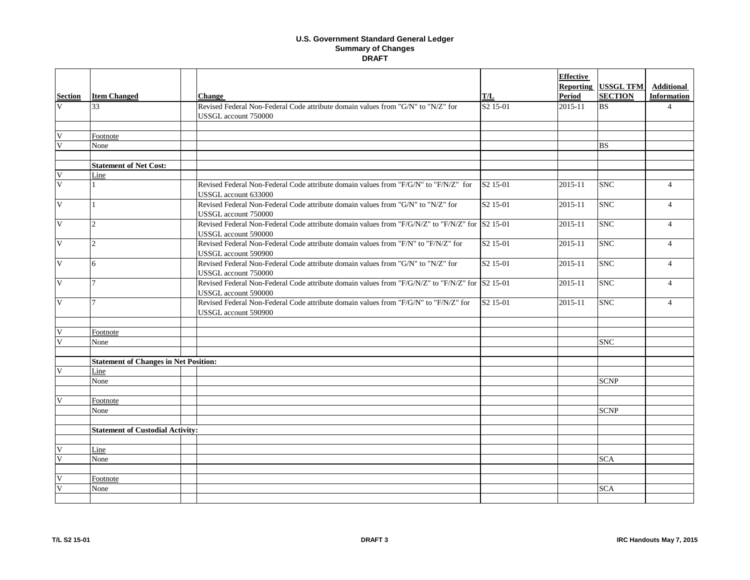# U.S. Government Standard General Ledger
## Summary of Changes
### DRAFT

| Section | Item Changed | | Change | T/L | Effective Reporting Period | USSGL TFM SECTION | Additional Information |
|---|---|---|---|---|---|---|---|
| V | 33 | | Revised Federal Non-Federal Code attribute domain values from "G/N" to "N/Z" for USSGL account 750000 | S2 15-01 | 2015-11 | BS | 4 |
| | | | | | | | |
| V | Footnote | | | | | | |
| V | None | | | | | BS | |
| | | | | | | | |
| | **Statement of Net Cost:** | | | | | | |
| V | Line | | | | | | |
| V | 1 | | Revised Federal Non-Federal Code attribute domain values from "F/G/N" to "F/N/Z" for USSGL account 633000 | S2 15-01 | 2015-11 | SNC | 4 |
| V | 1 | | Revised Federal Non-Federal Code attribute domain values from "G/N" to "N/Z" for USSGL account 750000 | S2 15-01 | 2015-11 | SNC | 4 |
| V | 2 | | Revised Federal Non-Federal Code attribute domain values from "F/G/N/Z" to "F/N/Z" for USSGL account 590000 | S2 15-01 | 2015-11 | SNC | 4 |
| V | 2 | | Revised Federal Non-Federal Code attribute domain values from "F/N" to "F/N/Z" for USSGL account 590900 | S2 15-01 | 2015-11 | SNC | 4 |
| V | 6 | | Revised Federal Non-Federal Code attribute domain values from "G/N" to "N/Z" for USSGL account 750000 | S2 15-01 | 2015-11 | SNC | 4 |
| V | 7 | | Revised Federal Non-Federal Code attribute domain values from "F/G/N/Z" to "F/N/Z" for USSGL account 590000 | S2 15-01 | 2015-11 | SNC | 4 |
| V | 7 | | Revised Federal Non-Federal Code attribute domain values from "F/G/N" to "F/N/Z" for USSGL account 590900 | S2 15-01 | 2015-11 | SNC | 4 |
| | | | | | | | |
| V | Footnote | | | | | | |
| V | None | | | | | SNC | |
| | | | | | | | |
| | **Statement of Changes in Net Position:** | | | | | | |
| V | Line | | | | | | |
| | None | | | | | SCNP | |
| | | | | | | | |
| V | Footnote | | | | | | |
| | None | | | | | SCNP | |
| | | | | | | | |
| | **Statement of Custodial Activity:** | | | | | | |
| | | | | | | | |
| V | Line | | | | | | |
| V | None | | | | | SCA | |
| | | | | | | | |
| V | Footnote | | | | | | |
| V | None | | | | | SCA | |
| | | | | | | | |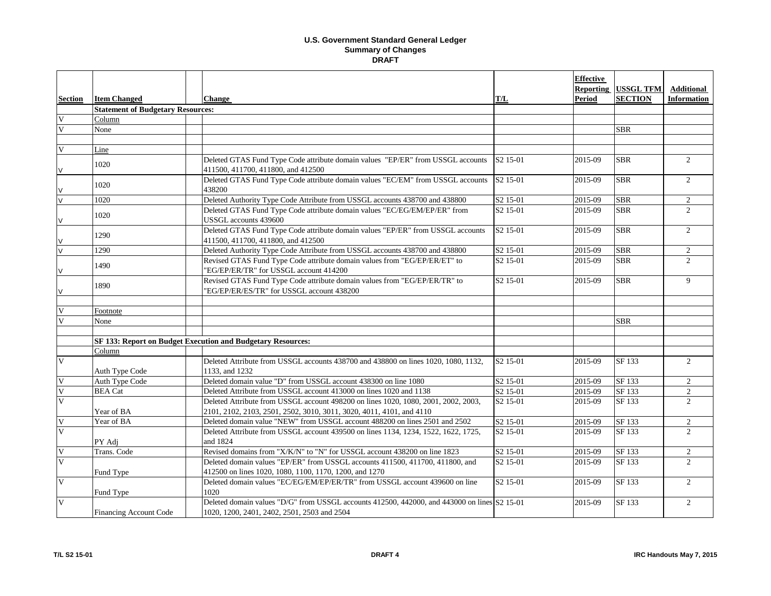# U.S. Government Standard General Ledger
## Summary of Changes
### DRAFT

| Section | Item Changed | Change | T/L | Effective Reporting Period | USSGL TFM SECTION | Additional Information |
|---|---|---|---|---|---|---|
| | **Statement of Budgetary Resources:** | | | | | |
| V | Column | | | | | |
| V | None | | | | SBR | |
| | | | | | | |
| V | Line | | | | | |
| V | 1020 | Deleted GTAS Fund Type Code attribute domain values "EP/ER" from USSGL accounts 411500, 411700, 411800, and 412500 | S2 15-01 | 2015-09 | SBR | 2 |
| V | 1020 | Deleted GTAS Fund Type Code attribute domain values "EC/EM" from USSGL accounts 438200 | S2 15-01 | 2015-09 | SBR | 2 |
| V | 1020 | Deleted Authority Type Code Attribute from USSGL accounts 438700 and 438800 | S2 15-01 | 2015-09 | SBR | 2 |
| V | 1020 | Deleted GTAS Fund Type Code attribute domain values "EC/EG/EM/EP/ER" from USSGL accounts 439600 | S2 15-01 | 2015-09 | SBR | 2 |
| V | 1290 | Deleted GTAS Fund Type Code attribute domain values "EP/ER" from USSGL accounts 411500, 411700, 411800, and 412500 | S2 15-01 | 2015-09 | SBR | 2 |
| V | 1290 | Deleted Authority Type Code Attribute from USSGL accounts 438700 and 438800 | S2 15-01 | 2015-09 | SBR | 2 |
| V | 1490 | Revised GTAS Fund Type Code attribute domain values from "EG/EP/ER/ET" to "EG/EP/ER/TR" for USSGL account 414200 | S2 15-01 | 2015-09 | SBR | 2 |
| V | 1890 | Revised GTAS Fund Type Code attribute domain values from "EG/EP/ER/TR" to "EG/EP/ER/ES/TR" for USSGL account 438200 | S2 15-01 | 2015-09 | SBR | 9 |
| | | | | | | |
| V | Footnote | | | | | |
| V | None | | | | SBR | |
| | | | | | | |
| | **SF 133: Report on Budget Execution and Budgetary Resources:** | | | | | |
| | Column | | | | | |
| V | Auth Type Code | Deleted Attribute from USSGL accounts 438700 and 438800 on lines 1020, 1080, 1132, 1133, and 1232 | S2 15-01 | 2015-09 | SF 133 | 2 |
| V | Auth Type Code | Deleted domain value "D" from USSGL account 438300 on line 1080 | S2 15-01 | 2015-09 | SF 133 | 2 |
| V | BEA Cat | Deleted Attribute from USSGL account 413000 on lines 1020 and 1138 | S2 15-01 | 2015-09 | SF 133 | 2 |
| V | Year of BA | Deleted Attribute from USSGL account 498200 on lines 1020, 1080, 2001, 2002, 2003, 2101, 2102, 2103, 2501, 2502, 3010, 3011, 3020, 4011, 4101, and 4110 | S2 15-01 | 2015-09 | SF 133 | 2 |
| V | Year of BA | Deleted domain value "NEW" from USSGL account 488200 on lines 2501 and 2502 | S2 15-01 | 2015-09 | SF 133 | 2 |
| V | PY Adj | Deleted Attribute from USSGL account 439500 on lines 1134, 1234, 1522, 1622, 1725, and 1824 | S2 15-01 | 2015-09 | SF 133 | 2 |
| V | Trans. Code | Revised domains from "X/K/N" to "N" for USSGL account 438200 on line 1823 | S2 15-01 | 2015-09 | SF 133 | 2 |
| V | Fund Type | Deleted domain values "EP/ER" from USSGL accounts 411500, 411700, 411800, and 412500 on lines 1020, 1080, 1100, 1170, 1200, and 1270 | S2 15-01 | 2015-09 | SF 133 | 2 |
| V | Fund Type | Deleted domain values "EC/EG/EM/EP/ER/TR" from USSGL account 439600 on line 1020 | S2 15-01 | 2015-09 | SF 133 | 2 |
| V | Financing Account Code | Deleted domain values "D/G" from USSGL accounts 412500, 442000, and 443000 on lines 1020, 1200, 2401, 2402, 2501, 2503 and 2504 | S2 15-01 | 2015-09 | SF 133 | 2 |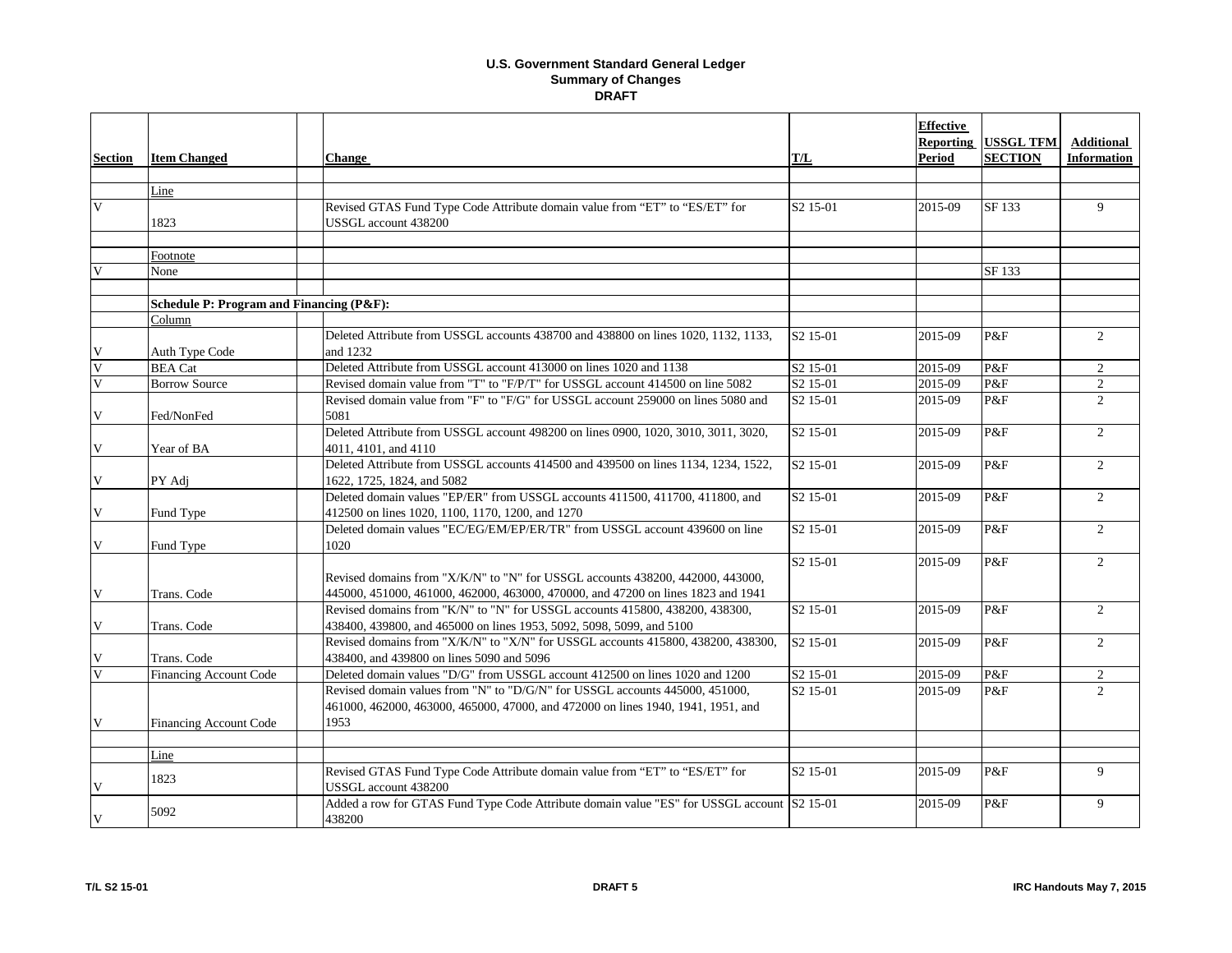**U.S. Government Standard General Ledger**
**Summary of Changes**
**DRAFT**

| Section | Item Changed | | Change | T/L | Effective Reporting Period | USSGL TFM SECTION | Additional Information |
|---|---|---|---|---|---|---|---|
| | | | | | | | |
| | Line | | | | | | |
| V | 1823 | | Revised GTAS Fund Type Code Attribute domain value from "ET" to "ES/ET" for USSGL account 438200 | S2 15-01 | 2015-09 | SF 133 | 9 |
| | | | | | | | |
| | Footnote | | | | | | |
| V | None | | | | | SF 133 | |
| | | | | | | | |
| | **Schedule P: Program and Financing (P&F):** | | | | | | |
| | Column | | | | | | |
| V | Auth Type Code | | Deleted Attribute from USSGL accounts 438700 and 438800 on lines 1020, 1132, 1133, and 1232 | S2 15-01 | 2015-09 | P&F | 2 |
| V | BEA Cat | | Deleted Attribute from USSGL account 413000 on lines 1020 and 1138 | S2 15-01 | 2015-09 | P&F | 2 |
| V | Borrow Source | | Revised domain value from "T" to "F/P/T" for USSGL account 414500 on line 5082 | S2 15-01 | 2015-09 | P&F | 2 |
| V | Fed/NonFed | | Revised domain value from "F" to "F/G" for USSGL account 259000 on lines 5080 and 5081 | S2 15-01 | 2015-09 | P&F | 2 |
| V | Year of BA | | Deleted Attribute from USSGL account 498200 on lines 0900, 1020, 3010, 3011, 3020, 4011, 4101, and 4110 | S2 15-01 | 2015-09 | P&F | 2 |
| V | PY Adj | | Deleted Attribute from USSGL accounts 414500 and 439500 on lines 1134, 1234, 1522, 1622, 1725, 1824, and 5082 | S2 15-01 | 2015-09 | P&F | 2 |
| V | Fund Type | | Deleted domain values "EP/ER" from USSGL accounts 411500, 411700, 411800, and 412500 on lines 1020, 1100, 1170, 1200, and 1270 | S2 15-01 | 2015-09 | P&F | 2 |
| V | Fund Type | | Deleted domain values "EC/EG/EM/EP/ER/TR" from USSGL account 439600 on line 1020 | S2 15-01 | 2015-09 | P&F | 2 |
| V | Trans. Code | | Revised domains from "X/K/N" to "N" for USSGL accounts 438200, 442000, 443000, 445000, 451000, 461000, 462000, 463000, 470000, and 47200 on lines 1823 and 1941 | S2 15-01 | 2015-09 | P&F | 2 |
| V | Trans. Code | | Revised domains from "K/N" to "N" for USSGL accounts 415800, 438200, 438300, 438400, 439800, and 465000 on lines 1953, 5092, 5098, 5099, and 5100 | S2 15-01 | 2015-09 | P&F | 2 |
| V | Trans. Code | | Revised domains from "X/K/N" to "X/N" for USSGL accounts 415800, 438200, 438300, 438400, and 439800 on lines 5090 and 5096 | S2 15-01 | 2015-09 | P&F | 2 |
| V | Financing Account Code | | Deleted domain values "D/G" from USSGL account 412500 on lines 1020 and 1200 | S2 15-01 | 2015-09 | P&F | 2 |
| V | Financing Account Code | | Revised domain values from "N" to "D/G/N" for USSGL accounts 445000, 451000, 461000, 462000, 463000, 465000, 47000, and 472000 on lines 1940, 1941, 1951, and 1953 | S2 15-01 | 2015-09 | P&F | 2 |
| | | | | | | | |
| | Line | | | | | | |
| V | 1823 | | Revised GTAS Fund Type Code Attribute domain value from "ET" to "ES/ET" for USSGL account 438200 | S2 15-01 | 2015-09 | P&F | 9 |
| V | 5092 | | Added a row for GTAS Fund Type Code Attribute domain value "ES" for USSGL account 438200 | S2 15-01 | 2015-09 | P&F | 9 |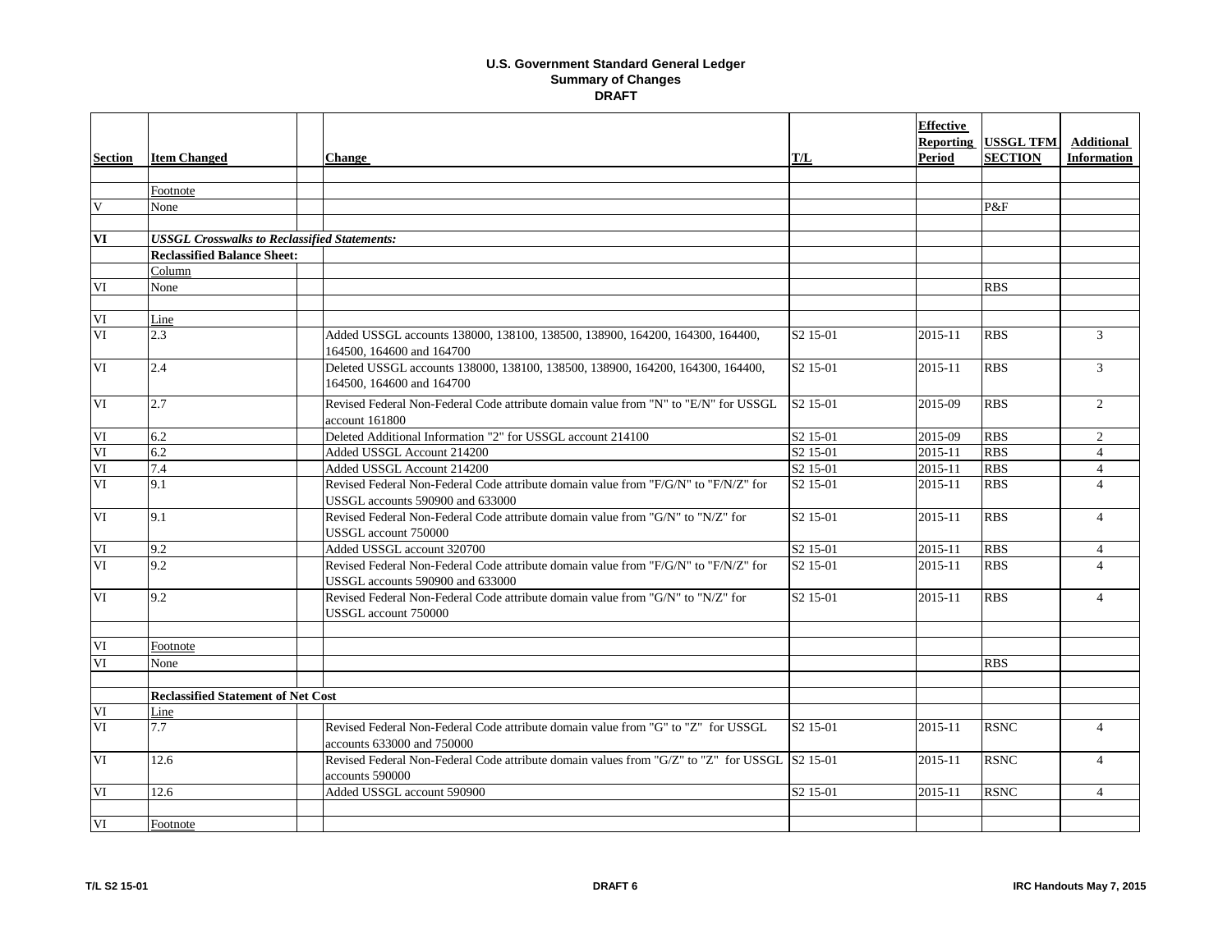**U.S. Government Standard General Ledger**
**Summary of Changes**
**DRAFT**

| Section | Item Changed | | Change | T/L | Effective Reporting Period | USSGL TFM SECTION | Additional Information |
|---|---|---|---|---|---|---|---|
| | | | | | | | |
| | Footnote | | | | | | |
| V | None | | | | | P&F | |
| | | | | | | | |
| **VI** | ***USSGL Crosswalks to Reclassified Statements:*** | | | | | | |
| | **Reclassified Balance Sheet:** | | | | | | |
| | Column | | | | | | |
| VI | None | | | | | RBS | |
| | | | | | | | |
| VI | Line | | | | | | |
| VI | 2.3 | | Added USSGL accounts 138000, 138100, 138500, 138900, 164200, 164300, 164400, 164500, 164600 and 164700 | S2 15-01 | 2015-11 | RBS | 3 |
| VI | 2.4 | | Deleted USSGL accounts 138000, 138100, 138500, 138900, 164200, 164300, 164400, 164500, 164600 and 164700 | S2 15-01 | 2015-11 | RBS | 3 |
| VI | 2.7 | | Revised Federal Non-Federal Code attribute domain value from "N" to "E/N" for USSGL account 161800 | S2 15-01 | 2015-09 | RBS | 2 |
| VI | 6.2 | | Deleted Additional Information "2" for USSGL account 214100 | S2 15-01 | 2015-09 | RBS | 2 |
| VI | 6.2 | | Added USSGL Account 214200 | S2 15-01 | 2015-11 | RBS | 4 |
| VI | 7.4 | | Added USSGL Account 214200 | S2 15-01 | 2015-11 | RBS | 4 |
| VI | 9.1 | | Revised Federal Non-Federal Code attribute domain value from "F/G/N" to "F/N/Z" for USSGL accounts 590900 and 633000 | S2 15-01 | 2015-11 | RBS | 4 |
| VI | 9.1 | | Revised Federal Non-Federal Code attribute domain value from "G/N" to "N/Z" for USSGL account 750000 | S2 15-01 | 2015-11 | RBS | 4 |
| VI | 9.2 | | Added USSGL account 320700 | S2 15-01 | 2015-11 | RBS | 4 |
| VI | 9.2 | | Revised Federal Non-Federal Code attribute domain value from "F/G/N" to "F/N/Z" for USSGL accounts 590900 and 633000 | S2 15-01 | 2015-11 | RBS | 4 |
| VI | 9.2 | | Revised Federal Non-Federal Code attribute domain value from "G/N" to "N/Z" for USSGL account 750000 | S2 15-01 | 2015-11 | RBS | 4 |
| | | | | | | | |
| VI | Footnote | | | | | | |
| VI | None | | | | | RBS | |
| | | | | | | | |
| | **Reclassified Statement of Net Cost** | | | | | | |
| VI | Line | | | | | | |
| VI | 7.7 | | Revised Federal Non-Federal Code attribute domain value from "G" to "Z" for USSGL accounts 633000 and 750000 | S2 15-01 | 2015-11 | RSNC | 4 |
| VI | 12.6 | | Revised Federal Non-Federal Code attribute domain values from "G/Z" to "Z" for USSGL accounts 590000 | S2 15-01 | 2015-11 | RSNC | 4 |
| VI | 12.6 | | Added USSGL account 590900 | S2 15-01 | 2015-11 | RSNC | 4 |
| | | | | | | | |
| VI | Footnote | | | | | | |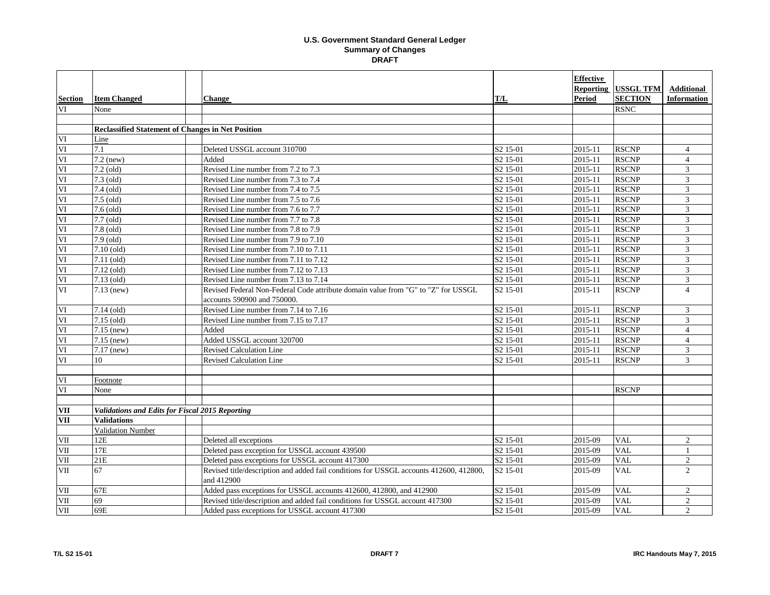**U.S. Government Standard General Ledger**
**Summary of Changes**
**DRAFT**

| Section | Item Changed | | Change | T/L | Effective Reporting Period | USSGL TFM SECTION | Additional Information |
|---|---|---|---|---|---|---|---|
| VI | None | | | | | RSNC | |
| | | | | | | | |
| | **Reclassified Statement of Changes in Net Position** | | | | | | |
| VI | Line | | | | | | |
| VI | 7.1 | | Deleted USSGL account 310700 | S2 15-01 | 2015-11 | RSCNP | 4 |
| VI | 7.2 (new) | | Added | S2 15-01 | 2015-11 | RSCNP | 4 |
| VI | 7.2 (old) | | Revised Line number from 7.2 to 7.3 | S2 15-01 | 2015-11 | RSCNP | 3 |
| VI | 7.3 (old) | | Revised Line number from 7.3 to 7.4 | S2 15-01 | 2015-11 | RSCNP | 3 |
| VI | 7.4 (old) | | Revised Line number from 7.4 to 7.5 | S2 15-01 | 2015-11 | RSCNP | 3 |
| VI | 7.5 (old) | | Revised Line number from 7.5 to 7.6 | S2 15-01 | 2015-11 | RSCNP | 3 |
| VI | 7.6 (old) | | Revised Line number from 7.6 to 7.7 | S2 15-01 | 2015-11 | RSCNP | 3 |
| VI | 7.7 (old) | | Revised Line number from 7.7 to 7.8 | S2 15-01 | 2015-11 | RSCNP | 3 |
| VI | 7.8 (old) | | Revised Line number from 7.8 to 7.9 | S2 15-01 | 2015-11 | RSCNP | 3 |
| VI | 7.9 (old) | | Revised Line number from 7.9 to 7.10 | S2 15-01 | 2015-11 | RSCNP | 3 |
| VI | 7.10 (old) | | Revised Line number from 7.10 to 7.11 | S2 15-01 | 2015-11 | RSCNP | 3 |
| VI | 7.11 (old) | | Revised Line number from 7.11 to 7.12 | S2 15-01 | 2015-11 | RSCNP | 3 |
| VI | 7.12 (old) | | Revised Line number from 7.12 to 7.13 | S2 15-01 | 2015-11 | RSCNP | 3 |
| VI | 7.13 (old) | | Revised Line number from 7.13 to 7.14 | S2 15-01 | 2015-11 | RSCNP | 3 |
| VI | 7.13 (new) | | Revised Federal Non-Federal Code attribute domain value from "G" to "Z" for USSGL accounts 590900 and 750000. | S2 15-01 | 2015-11 | RSCNP | 4 |
| VI | 7.14 (old) | | Revised Line number from 7.14 to 7.16 | S2 15-01 | 2015-11 | RSCNP | 3 |
| VI | 7.15 (old) | | Revised Line number from 7.15 to 7.17 | S2 15-01 | 2015-11 | RSCNP | 3 |
| VI | 7.15 (new) | | Added | S2 15-01 | 2015-11 | RSCNP | 4 |
| VI | 7.15 (new) | | Added USSGL account 320700 | S2 15-01 | 2015-11 | RSCNP | 4 |
| VI | 7.17 (new) | | Revised Calculation Line | S2 15-01 | 2015-11 | RSCNP | 3 |
| VI | 10 | | Revised Calculation Line | S2 15-01 | 2015-11 | RSCNP | 3 |
| | | | | | | | |
| VI | Footnote | | | | | | |
| VI | None | | | | | RSCNP | |
| | | | | | | | |
| **VII** | ***Validations and Edits for Fiscal 2015 Reporting*** | | | | | | |
| **VII** | **Validations** | | | | | | |
| | Validation Number | | | | | | |
| VII | 12E | | Deleted all exceptions | S2 15-01 | 2015-09 | VAL | 2 |
| VII | 17E | | Deleted pass exception for USSGL account 439500 | S2 15-01 | 2015-09 | VAL | 1 |
| VII | 21E | | Deleted pass exceptions for USSGL account 417300 | S2 15-01 | 2015-09 | VAL | 2 |
| VII | 67 | | Revised title/description and added fail conditions for USSGL accounts 412600, 412800, and 412900 | S2 15-01 | 2015-09 | VAL | 2 |
| VII | 67E | | Added pass exceptions for USSGL accounts 412600, 412800, and 412900 | S2 15-01 | 2015-09 | VAL | 2 |
| VII | 69 | | Revised title/description and added fail conditions for USSGL account 417300 | S2 15-01 | 2015-09 | VAL | 2 |
| VII | 69E | | Added pass exceptions for USSGL account 417300 | S2 15-01 | 2015-09 | VAL | 2 |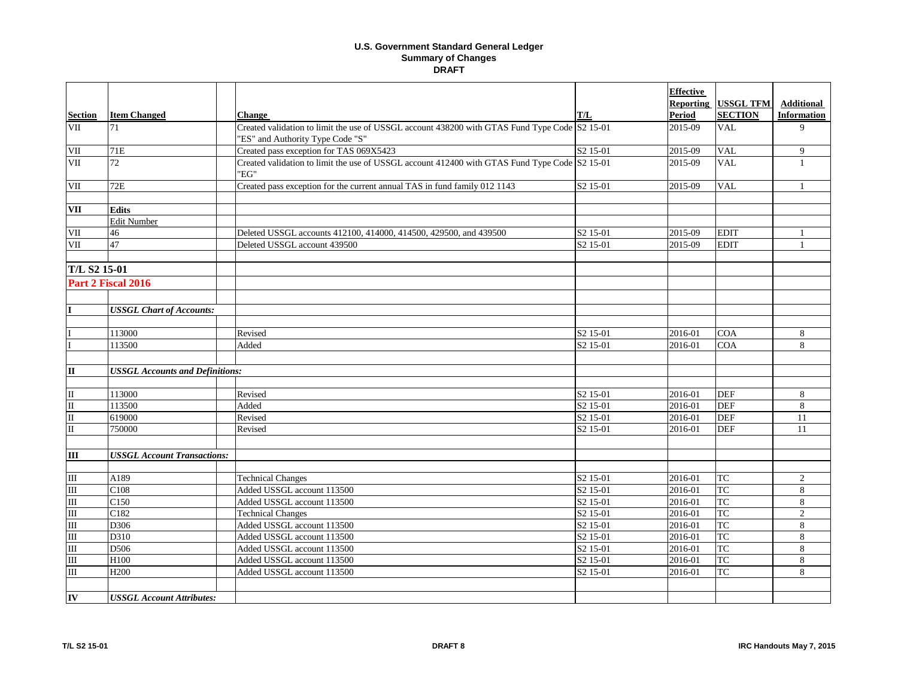**U.S. Government Standard General Ledger**
**Summary of Changes**
**DRAFT**

| Section | Item Changed | Change | T/L | Effective Reporting Period | USSGL TFM SECTION | Additional Information |
|---|---|---|---|---|---|---|
| VII | 71 | Created validation to limit the use of USSGL account 438200 with GTAS Fund Type Code "ES" and Authority Type Code "S" | S2 15-01 | 2015-09 | VAL | 9 |
| VII | 71E | Created pass exception for TAS 069X5423 | S2 15-01 | 2015-09 | VAL | 9 |
| VII | 72 | Created validation to limit the use of USSGL account 412400 with GTAS Fund Type Code "EG" | S2 15-01 | 2015-09 | VAL | 1 |
| VII | 72E | Created pass exception for the current annual TAS in fund family 012 1143 | S2 15-01 | 2015-09 | VAL | 1 |
| | | | | | | |
| **VII** | **Edits** | | | | | |
| | Edit Number | | | | | |
| VII | 46 | Deleted USSGL accounts 412100, 414000, 414500, 429500, and 439500 | S2 15-01 | 2015-09 | EDIT | 1 |
| VII | 47 | Deleted USSGL account 439500 | S2 15-01 | 2015-09 | EDIT | 1 |
| | | | | | | |
| **T/L S2 15-01** | | | | | | |
| **Part 2 Fiscal 2016** | | | | | | |
| | | | | | | |
| **I** | ***USSGL Chart of Accounts:*** | | | | | |
| | | | | | | |
| I | 113000 | Revised | S2 15-01 | 2016-01 | COA | 8 |
| I | 113500 | Added | S2 15-01 | 2016-01 | COA | 8 |
| | | | | | | |
| **II** | ***USSGL Accounts and Definitions:*** | | | | | |
| | | | | | | |
| II | 113000 | Revised | S2 15-01 | 2016-01 | DEF | 8 |
| II | 113500 | Added | S2 15-01 | 2016-01 | DEF | 8 |
| II | 619000 | Revised | S2 15-01 | 2016-01 | DEF | 11 |
| II | 750000 | Revised | S2 15-01 | 2016-01 | DEF | 11 |
| | | | | | | |
| **III** | ***USSGL Account Transactions:*** | | | | | |
| | | | | | | |
| III | A189 | Technical Changes | S2 15-01 | 2016-01 | TC | 2 |
| III | C108 | Added USSGL account 113500 | S2 15-01 | 2016-01 | TC | 8 |
| III | C150 | Added USSGL account 113500 | S2 15-01 | 2016-01 | TC | 8 |
| III | C182 | Technical Changes | S2 15-01 | 2016-01 | TC | 2 |
| III | D306 | Added USSGL account 113500 | S2 15-01 | 2016-01 | TC | 8 |
| III | D310 | Added USSGL account 113500 | S2 15-01 | 2016-01 | TC | 8 |
| III | D506 | Added USSGL account 113500 | S2 15-01 | 2016-01 | TC | 8 |
| III | H100 | Added USSGL account 113500 | S2 15-01 | 2016-01 | TC | 8 |
| III | H200 | Added USSGL account 113500 | S2 15-01 | 2016-01 | TC | 8 |
| | | | | | | |
| **IV** | ***USSGL Account Attributes:*** | | | | | |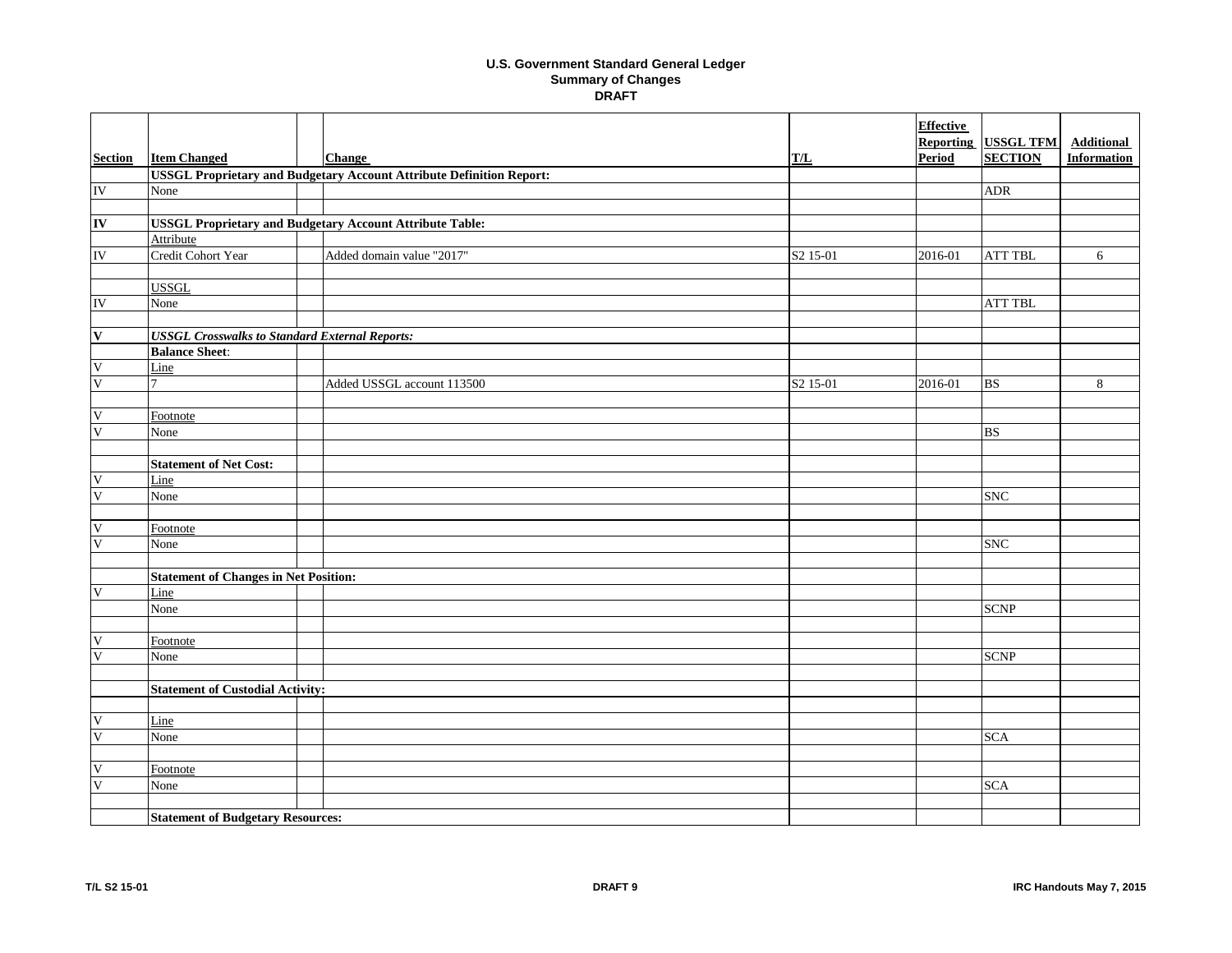### U.S. Government Standard General Ledger
### Summary of Changes
### DRAFT

| Section | Item Changed | | Change | T/L | Effective Reporting Period | USSGL TFM SECTION | Additional Information |
|---|---|---|---|---|---|---|---|
| | **USSGL Proprietary and Budgetary Account Attribute Definition Report:** | | | | | | |
| IV | None | | | | | ADR | |
| | | | | | | | |
| **IV** | **USSGL Proprietary and Budgetary Account Attribute Table:** | | | | | | |
| | Attribute | | | | | | |
| IV | Credit Cohort Year | | Added domain value "2017" | S2 15-01 | 2016-01 | ATT TBL | 6 |
| | | | | | | | |
| | USSGL | | | | | | |
| IV | None | | | | | ATT TBL | |
| | | | | | | | |
| **V** | ***USSGL Crosswalks to Standard External Reports:*** | | | | | | |
| | **Balance Sheet**: | | | | | | |
| V | Line | | | | | | |
| V | 7 | | Added USSGL account 113500 | S2 15-01 | 2016-01 | BS | 8 |
| | | | | | | | |
| V | Footnote | | | | | | |
| V | None | | | | | BS | |
| | | | | | | | |
| | **Statement of Net Cost:** | | | | | | |
| V | Line | | | | | | |
| V | None | | | | | SNC | |
| | | | | | | | |
| V | Footnote | | | | | | |
| V | None | | | | | SNC | |
| | | | | | | | |
| | **Statement of Changes in Net Position:** | | | | | | |
| V | Line | | | | | | |
| | None | | | | | SCNP | |
| | | | | | | | |
| V | Footnote | | | | | | |
| V | None | | | | | SCNP | |
| | | | | | | | |
| | **Statement of Custodial Activity:** | | | | | | |
| | | | | | | | |
| V | Line | | | | | | |
| V | None | | | | | SCA | |
| | | | | | | | |
| V | Footnote | | | | | | |
| V | None | | | | | SCA | |
| | | | | | | | |
| | **Statement of Budgetary Resources:** | | | | | | |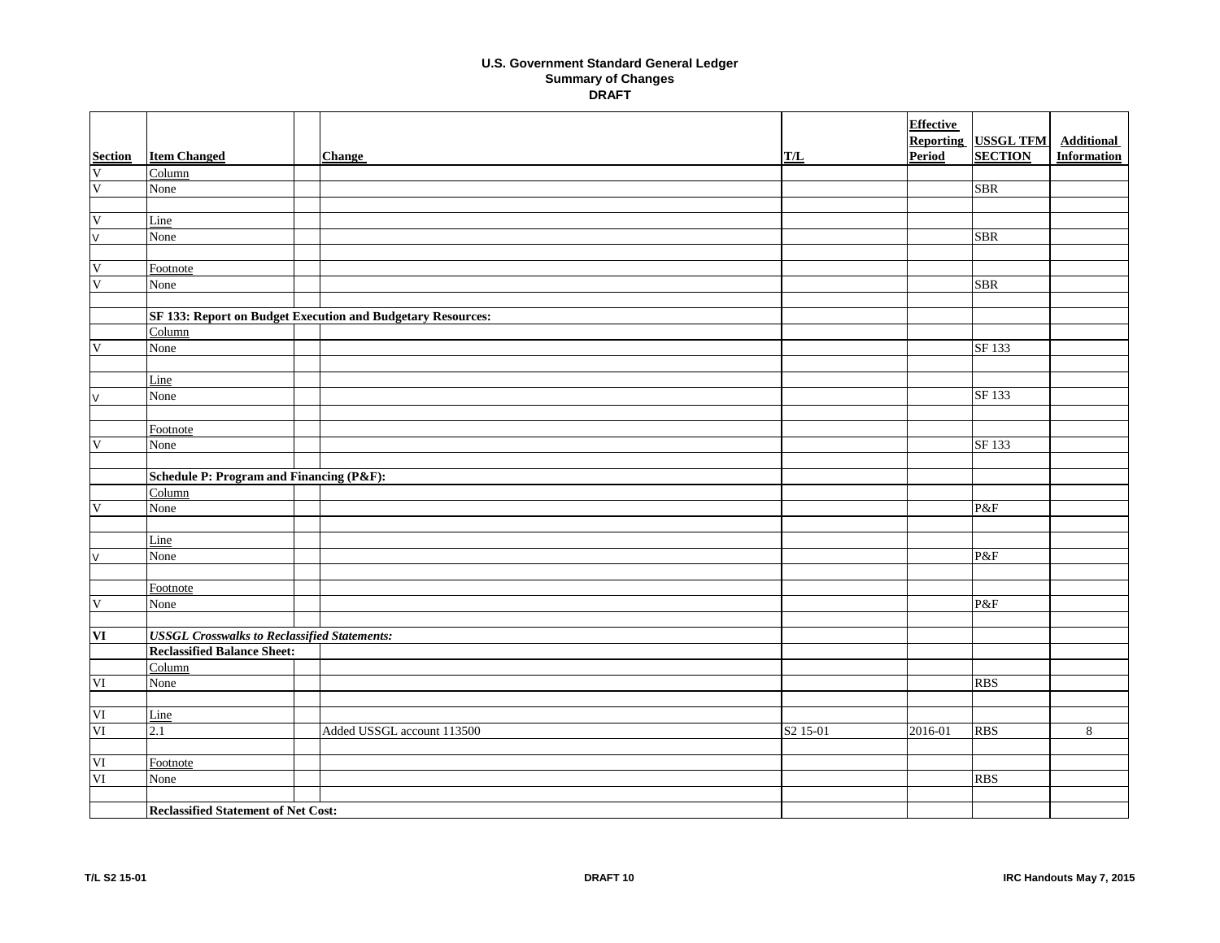# U.S. Government Standard General Ledger
## Summary of Changes
### DRAFT

| Section | Item Changed | | Change | T/L | Effective Reporting Period | USSGL TFM SECTION | Additional Information |
|---|---|---|---|---|---|---|---|
| V | Column | | | | | | |
| V | None | | | | | SBR | |
| | | | | | | | |
| V | Line | | | | | | |
| V | None | | | | | SBR | |
| | | | | | | | |
| V | Footnote | | | | | | |
| V | None | | | | | SBR | |
| | | | | | | | |
| | **SF 133: Report on Budget Execution and Budgetary Resources:** | | | | | | |
| | Column | | | | | | |
| V | None | | | | | SF 133 | |
| | | | | | | | |
| | Line | | | | | | |
| V | None | | | | | SF 133 | |
| | | | | | | | |
| | Footnote | | | | | | |
| V | None | | | | | SF 133 | |
| | | | | | | | |
| | **Schedule P: Program and Financing (P&F):** | | | | | | |
| | Column | | | | | | |
| V | None | | | | | P&F | |
| | | | | | | | |
| | Line | | | | | | |
| V | None | | | | | P&F | |
| | | | | | | | |
| | Footnote | | | | | | |
| V | None | | | | | P&F | |
| | | | | | | | |
| **VI** | ***USSGL Crosswalks to Reclassified Statements:*** | | | | | | |
| | **Reclassified Balance Sheet:** | | | | | | |
| | Column | | | | | | |
| VI | None | | | | | RBS | |
| | | | | | | | |
| VI | Line | | | | | | |
| VI | 2.1 | | Added USSGL account 113500 | S2 15-01 | 2016-01 | RBS | 8 |
| | | | | | | | |
| VI | Footnote | | | | | | |
| VI | None | | | | | RBS | |
| | | | | | | | |
| | **Reclassified Statement of Net Cost:** | | | | | | |

T/L S2 15-01 | DRAFT 10 | IRC Handouts May 7, 2015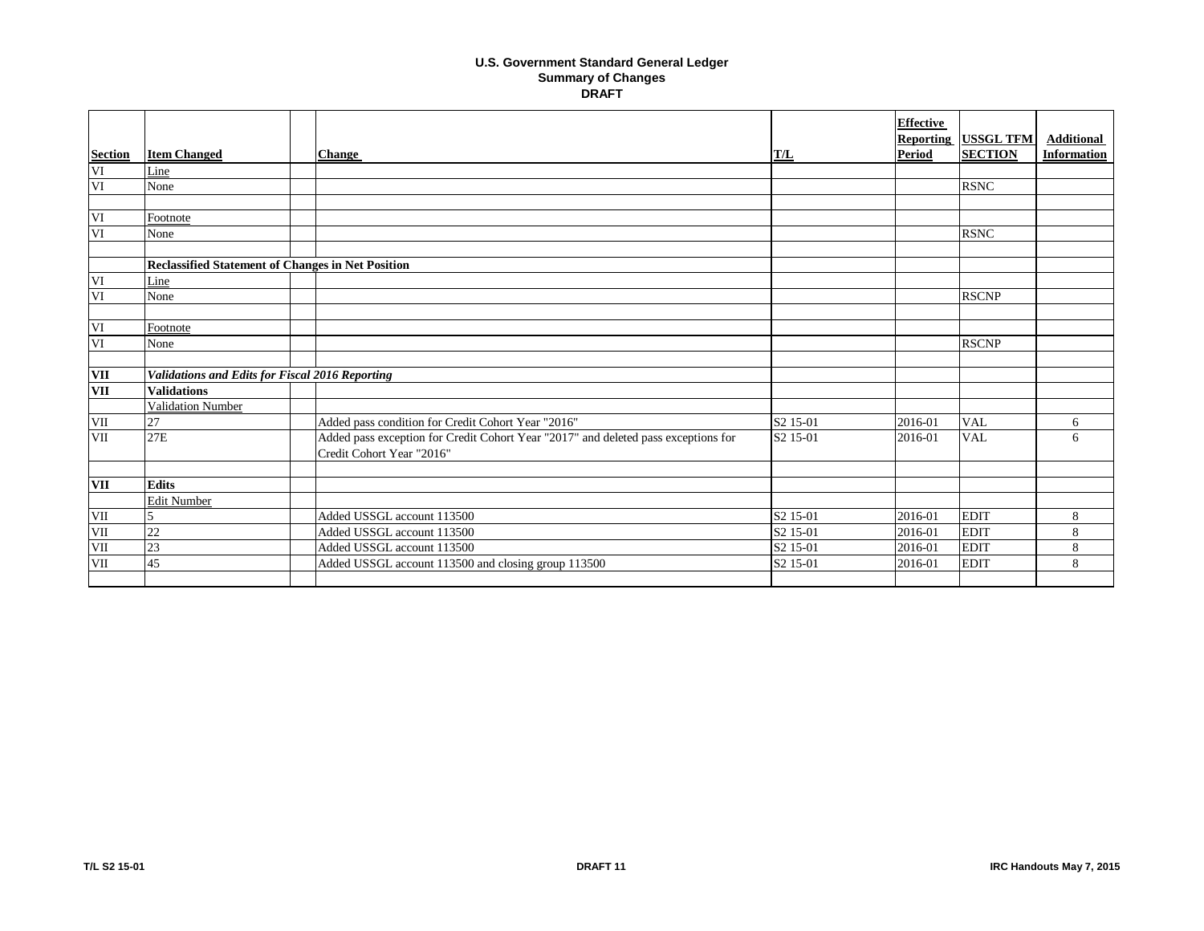# U.S. Government Standard General Ledger
## Summary of Changes
### DRAFT

| Section | Item Changed | | Change | T/L | Effective Reporting Period | USSGL TFM SECTION | Additional Information |
|---|---|---|---|---|---|---|---|
| VI | Line | | | | | | |
| VI | None | | | | | RSNC | |
| | | | | | | | |
| VI | Footnote | | | | | | |
| VI | None | | | | | RSNC | |
| | | | | | | | |
| | **Reclassified Statement of Changes in Net Position** | | | | | | |
| VI | Line | | | | | | |
| VI | None | | | | | RSCNP | |
| | | | | | | | |
| VI | Footnote | | | | | | |
| VI | None | | | | | RSCNP | |
| | | | | | | | |
| **VII** | ***Validations and Edits for Fiscal 2016 Reporting*** | | | | | | |
| **VII** | **Validations** | | | | | | |
| | Validation Number | | | | | | |
| VII | 27 | | Added pass condition for Credit Cohort Year "2016" | S2 15-01 | 2016-01 | VAL | 6 |
| VII | 27E | | Added pass exception for Credit Cohort Year "2017" and deleted pass exceptions for Credit Cohort Year "2016" | S2 15-01 | 2016-01 | VAL | 6 |
| | | | | | | | |
| **VII** | **Edits** | | | | | | |
| | Edit Number | | | | | | |
| VII | 5 | | Added USSGL account 113500 | S2 15-01 | 2016-01 | EDIT | 8 |
| VII | 22 | | Added USSGL account 113500 | S2 15-01 | 2016-01 | EDIT | 8 |
| VII | 23 | | Added USSGL account 113500 | S2 15-01 | 2016-01 | EDIT | 8 |
| VII | 45 | | Added USSGL account 113500 and closing group 113500 | S2 15-01 | 2016-01 | EDIT | 8 |
| | | | | | | | |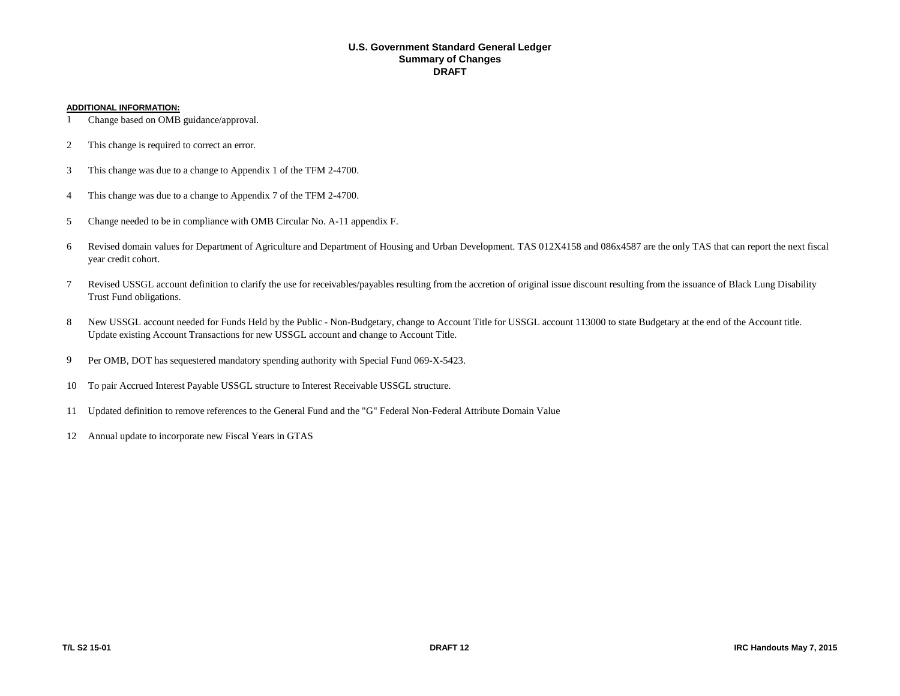**U.S. Government Standard General Ledger**
**Summary of Changes**
**DRAFT**

**ADDITIONAL INFORMATION:**

1. Change based on OMB guidance/approval.

2. This change is required to correct an error.

3. This change was due to a change to Appendix 1 of the TFM 2-4700.

4. This change was due to a change to Appendix 7 of the TFM 2-4700.

5. Change needed to be in compliance with OMB Circular No. A-11 appendix F.

6. Revised domain values for Department of Agriculture and Department of Housing and Urban Development. TAS 012X4158 and 086x4587 are the only TAS that can report the next fiscal year credit cohort.

7. Revised USSGL account definition to clarify the use for receivables/payables resulting from the accretion of original issue discount resulting from the issuance of Black Lung Disability Trust Fund obligations.

8. New USSGL account needed for Funds Held by the Public - Non-Budgetary, change to Account Title for USSGL account 113000 to state Budgetary at the end of the Account title. Update existing Account Transactions for new USSGL account and change to Account Title.

9. Per OMB, DOT has sequestered mandatory spending authority with Special Fund 069-X-5423.

10. To pair Accrued Interest Payable USSGL structure to Interest Receivable USSGL structure.

11. Updated definition to remove references to the General Fund and the "G" Federal Non-Federal Attribute Domain Value

12. Annual update to incorporate new Fiscal Years in GTAS